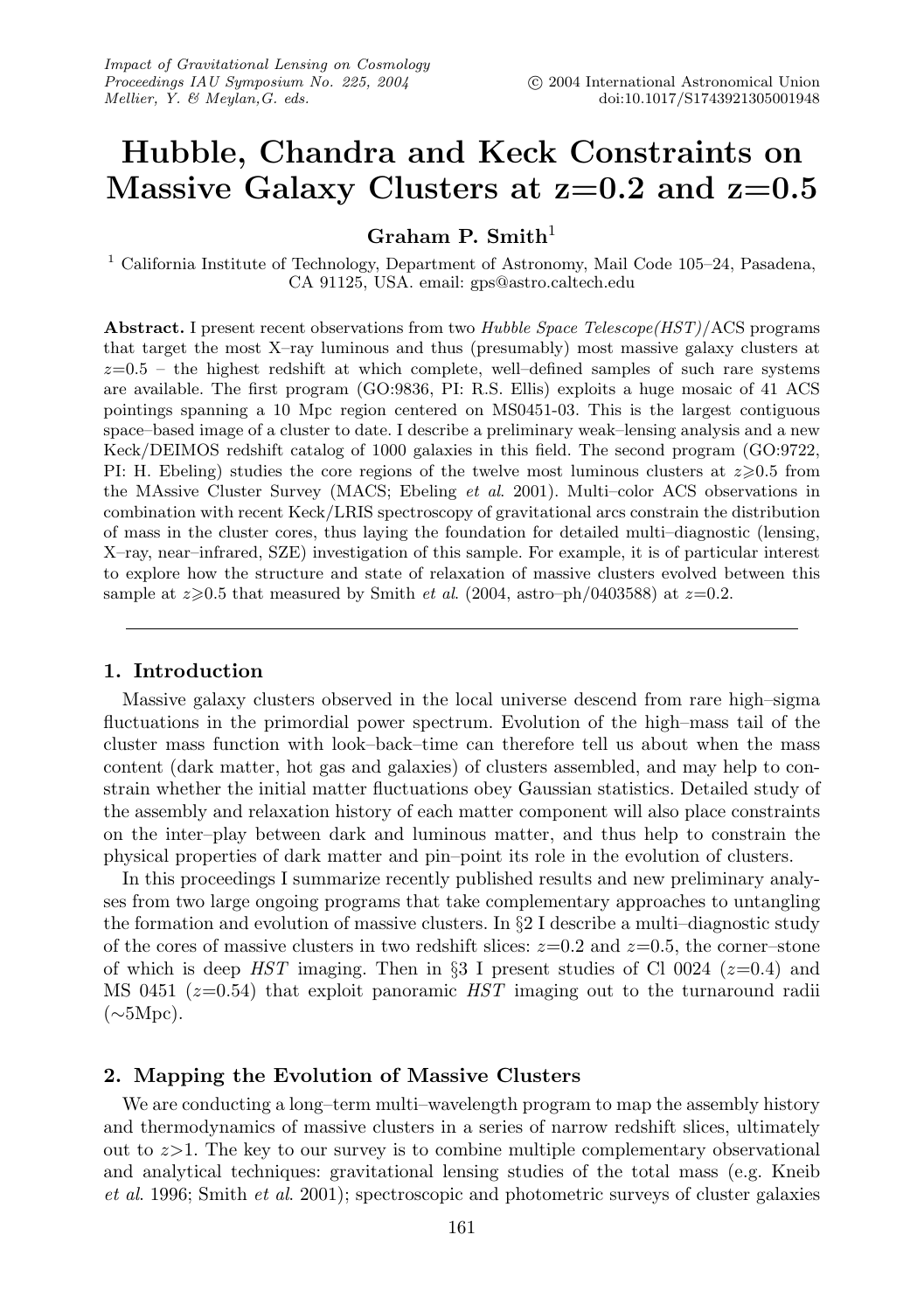# Hubble, Chandra and Keck Constraints on Massive Galaxy Clusters at z=0.2 and z=0.5

**Graham P. Smith**[1]

[1] California Institute of Technology, Department of Astronomy, Mail Code 105–24, Pasadena, CA 91125, USA. email: gps@astro.caltech.edu

**Abstract.** I present recent observations from two *Hubble Space Telescope(HST)*/ACS programs that target the most X–ray luminous and thus (presumably) most massive galaxy clusters at $z$=0.5 – the highest redshift at which complete, well–defined samples of such rare systems are available. The first program (GO:9836, PI: R.S. Ellis) exploits a huge mosaic of 41 ACS pointings spanning a 10 Mpc region centered on MS0451-03. This is the largest contiguous space–based image of a cluster to date. I describe a preliminary weak–lensing analysis and a new Keck/DEIMOS redshift catalog of 1000 galaxies in this field. The second program (GO:9722, PI: H. Ebeling) studies the core regions of the twelve most luminous clusters at $z\geqslant0.5$ from the MAssive Cluster Survey (MACS; Ebeling *et al.* 2001). Multi–color ACS observations in combination with recent Keck/LRIS spectroscopy of gravitational arcs constrain the distribution of mass in the cluster cores, thus laying the foundation for detailed multi–diagnostic (lensing, X–ray, near–infrared, SZE) investigation of this sample. For example, it is of particular interest to explore how the structure and state of relaxation of massive clusters evolved between this sample at $z\geqslant0.5$ that measured by Smith *et al.* (2004, astro–ph/0403588) at $z$=0.2.

## 1. Introduction

Massive galaxy clusters observed in the local universe descend from rare high–sigma fluctuations in the primordial power spectrum. Evolution of the high–mass tail of the cluster mass function with look–back–time can therefore tell us about when the mass content (dark matter, hot gas and galaxies) of clusters assembled, and may help to constrain whether the initial matter fluctuations obey Gaussian statistics. Detailed study of the assembly and relaxation history of each matter component will also place constraints on the inter–play between dark and luminous matter, and thus help to constrain the physical properties of dark matter and pin–point its role in the evolution of clusters.

In this proceedings I summarize recently published results and new preliminary analyses from two large ongoing programs that take complementary approaches to untangling the formation and evolution of massive clusters. In §2 I describe a multi–diagnostic study of the cores of massive clusters in two redshift slices: $z$=0.2 and $z$=0.5, the corner–stone of which is deep *HST* imaging. Then in §3 I present studies of Cl 0024 ($z$=0.4) and MS 0451 ($z$=0.54) that exploit panoramic *HST* imaging out to the turnaround radii (∼5Mpc).

## 2. Mapping the Evolution of Massive Clusters

We are conducting a long–term multi–wavelength program to map the assembly history and thermodynamics of massive clusters in a series of narrow redshift slices, ultimately out to $z$>1. The key to our survey is to combine multiple complementary observational and analytical techniques: gravitational lensing studies of the total mass (e.g. Kneib *et al.* 1996; Smith *et al.* 2001); spectroscopic and photometric surveys of cluster galaxies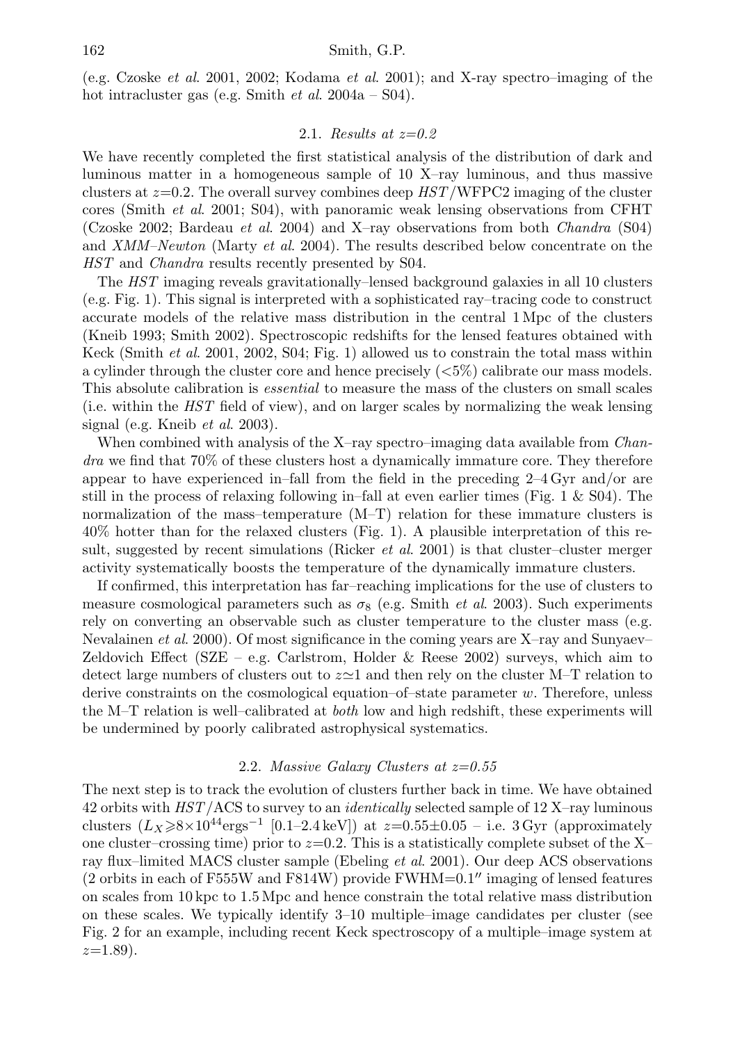(e.g. Czoske *et al.* 2001, 2002; Kodama *et al.* 2001); and X-ray spectro–imaging of the hot intracluster gas (e.g. Smith *et al.* 2004a – S04).

### 2.1. *Results at z=0.2*

We have recently completed the first statistical analysis of the distribution of dark and luminous matter in a homogeneous sample of 10 X–ray luminous, and thus massive clusters at $z$=0.2. The overall survey combines deep *HST*/WFPC2 imaging of the cluster cores (Smith *et al.* 2001; S04), with panoramic weak lensing observations from CFHT (Czoske 2002; Bardeau *et al.* 2004) and X–ray observations from both *Chandra* (S04) and *XMM–Newton* (Marty *et al.* 2004). The results described below concentrate on the *HST* and *Chandra* results recently presented by S04.

The *HST* imaging reveals gravitationally–lensed background galaxies in all 10 clusters (e.g. Fig. 1). This signal is interpreted with a sophisticated ray–tracing code to construct accurate models of the relative mass distribution in the central 1 Mpc of the clusters (Kneib 1993; Smith 2002). Spectroscopic redshifts for the lensed features obtained with Keck (Smith *et al.* 2001, 2002, S04; Fig. 1) allowed us to constrain the total mass within a cylinder through the cluster core and hence precisely ($<$5%) calibrate our mass models. This absolute calibration is *essential* to measure the mass of the clusters on small scales (i.e. within the *HST* field of view), and on larger scales by normalizing the weak lensing signal (e.g. Kneib *et al.* 2003).

When combined with analysis of the X–ray spectro–imaging data available from *Chandra* we find that 70% of these clusters host a dynamically immature core. They therefore appear to have experienced in–fall from the field in the preceding 2–4 Gyr and/or are still in the process of relaxing following in–fall at even earlier times (Fig. 1 & S04). The normalization of the mass–temperature (M–T) relation for these immature clusters is 40% hotter than for the relaxed clusters (Fig. 1). A plausible interpretation of this result, suggested by recent simulations (Ricker *et al.* 2001) is that cluster–cluster merger activity systematically boosts the temperature of the dynamically immature clusters.

If confirmed, this interpretation has far–reaching implications for the use of clusters to measure cosmological parameters such as $\sigma_8$ (e.g. Smith *et al.* 2003). Such experiments rely on converting an observable such as cluster temperature to the cluster mass (e.g. Nevalainen *et al.* 2000). Of most significance in the coming years are X–ray and Sunyaev–Zeldovich Effect (SZE – e.g. Carlstrom, Holder & Reese 2002) surveys, which aim to detect large numbers of clusters out to $z\simeq1$ and then rely on the cluster M–T relation to derive constraints on the cosmological equation–of–state parameter $w$. Therefore, unless the M–T relation is well–calibrated at *both* low and high redshift, these experiments will be undermined by poorly calibrated astrophysical systematics.

### 2.2. *Massive Galaxy Clusters at z=0.55*

The next step is to track the evolution of clusters further back in time. We have obtained 42 orbits with *HST*/ACS to survey to an *identically* selected sample of 12 X–ray luminous clusters ($L_X \geqslant 8\times10^{44}$erg$^{-1}$ [0.1–2.4 keV]) at $z$=0.55$\pm$0.05 – i.e. 3 Gyr (approximately one cluster–crossing time) prior to $z$=0.2. This is a statistically complete subset of the X–ray flux–limited MACS cluster sample (Ebeling *et al.* 2001). Our deep ACS observations (2 orbits in each of F555W and F814W) provide FWHM=0.1$''$ imaging of lensed features on scales from 10 kpc to 1.5 Mpc and hence constrain the total relative mass distribution on these scales. We typically identify 3–10 multiple–image candidates per cluster (see Fig. 2 for an example, including recent Keck spectroscopy of a multiple–image system at $z$=1.89).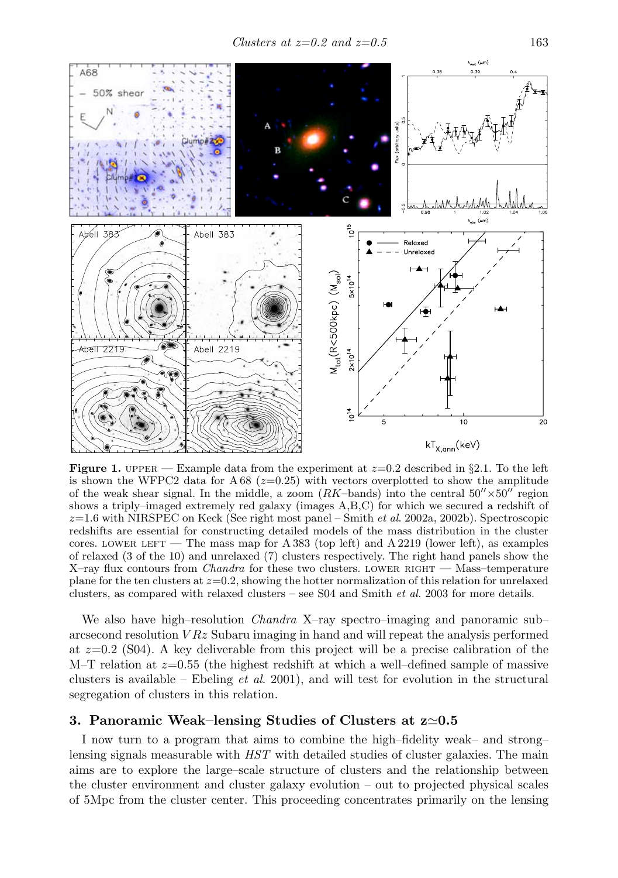**Figure 1.** UPPER — Example data from the experiment at $z$=0.2 described in §2.1. To the left is shown the WFPC2 data for A 68 ($z$=0.25) with vectors overplotted to show the amplitude of the weak shear signal. In the middle, a zoom ($RK$–bands) into the central $50'' \times 50''$ region shows a triply–imaged extremely red galaxy (images A,B,C) for which we secured a redshift of $z$=1.6 with NIRSPEC on Keck (See right most panel – Smith *et al.* 2002a, 2002b). Spectroscopic redshifts are essential for constructing detailed models of the mass distribution in the cluster cores. LOWER LEFT — The mass map for A 383 (top left) and A 2219 (lower left), as examples of relaxed (3 of the 10) and unrelaxed (7) clusters respectively. The right hand panels show the X–ray flux contours from *Chandra* for these two clusters. LOWER RIGHT — Mass–temperature plane for the ten clusters at $z$=0.2, showing the hotter normalization of this relation for unrelaxed clusters, as compared with relaxed clusters – see S04 and Smith *et al.* 2003 for more details.

We also have high–resolution *Chandra* X–ray spectro–imaging and panoramic sub–arcsecond resolution $VRz$ Subaru imaging in hand and will repeat the analysis performed at $z$=0.2 (S04). A key deliverable from this project will be a precise calibration of the M–T relation at $z$=0.55 (the highest redshift at which a well–defined sample of massive clusters is available – Ebeling *et al.* 2001), and will test for evolution in the structural segregation of clusters in this relation.

## 3. Panoramic Weak–lensing Studies of Clusters at z≃0.5

I now turn to a program that aims to combine the high–fidelity weak– and strong–lensing signals measurable with *HST* with detailed studies of cluster galaxies. The main aims are to explore the large–scale structure of clusters and the relationship between the cluster environment and cluster galaxy evolution – out to projected physical scales of 5Mpc from the cluster center. This proceeding concentrates primarily on the lensing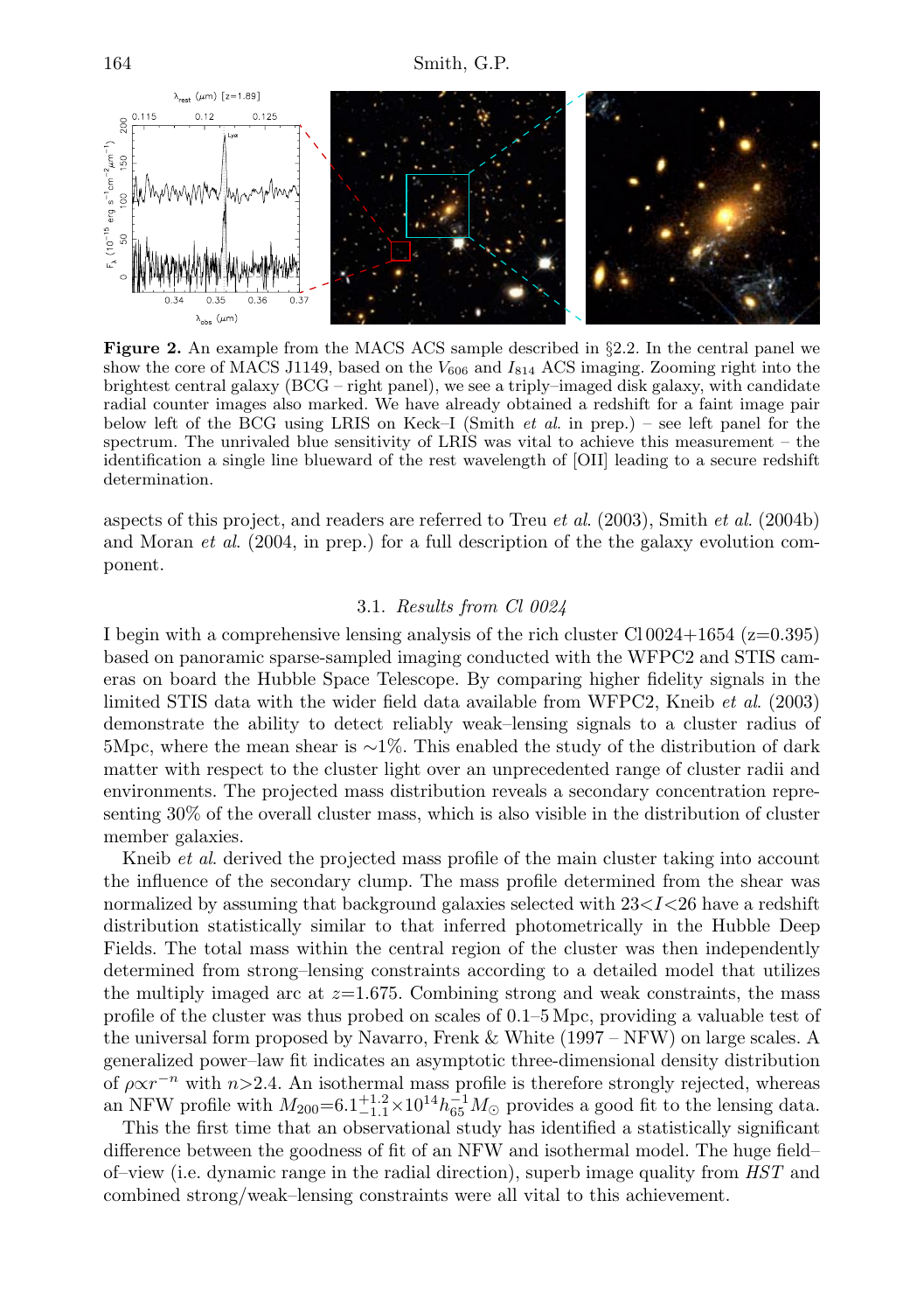**Figure 2.** An example from the MACS ACS sample described in §2.2. In the central panel we show the core of MACS J1149, based on the $V_{606}$ and $I_{814}$ ACS imaging. Zooming right into the brightest central galaxy (BCG – right panel), we see a triply–imaged disk galaxy, with candidate radial counter images also marked. We have already obtained a redshift for a faint image pair below left of the BCG using LRIS on Keck–I (Smith *et al.* in prep.) – see left panel for the spectrum. The unrivaled blue sensitivity of LRIS was vital to achieve this measurement – the identification a single line blueward of the rest wavelength of [OII] leading to a secure redshift determination.

aspects of this project, and readers are referred to Treu *et al.* (2003), Smith *et al.* (2004b) and Moran *et al.* (2004, in prep.) for a full description of the the galaxy evolution component.

### 3.1. *Results from Cl 0024*

I begin with a comprehensive lensing analysis of the rich cluster Cl 0024+1654 (z=0.395) based on panoramic sparse-sampled imaging conducted with the WFPC2 and STIS cameras on board the Hubble Space Telescope. By comparing higher fidelity signals in the limited STIS data with the wider field data available from WFPC2, Kneib *et al.* (2003) demonstrate the ability to detect reliably weak–lensing signals to a cluster radius of 5Mpc, where the mean shear is ∼1%. This enabled the study of the distribution of dark matter with respect to the cluster light over an unprecedented range of cluster radii and environments. The projected mass distribution reveals a secondary concentration representing 30% of the overall cluster mass, which is also visible in the distribution of cluster member galaxies.

Kneib *et al*. derived the projected mass profile of the main cluster taking into account the influence of the secondary clump. The mass profile determined from the shear was normalized by assuming that background galaxies selected with $23<I<26$ have a redshift distribution statistically similar to that inferred photometrically in the Hubble Deep Fields. The total mass within the central region of the cluster was then independently determined from strong–lensing constraints according to a detailed model that utilizes the multiply imaged arc at $z$=1.675. Combining strong and weak constraints, the mass profile of the cluster was thus probed on scales of 0.1–5 Mpc, providing a valuable test of the universal form proposed by Navarro, Frenk & White (1997 – NFW) on large scales. A generalized power–law fit indicates an asymptotic three-dimensional density distribution of $\rho\propto r^{-n}$ with $n$>2.4. An isothermal mass profile is therefore strongly rejected, whereas an NFW profile with $M_{200}=6.1^{+1.2}_{-1.1}\times10^{14}h_{65}^{-1}M_{\odot}$ provides a good fit to the lensing data.

This the first time that an observational study has identified a statistically significant difference between the goodness of fit of an NFW and isothermal model. The huge field–of–view (i.e. dynamic range in the radial direction), superb image quality from *HST* and combined strong/weak–lensing constraints were all vital to this achievement.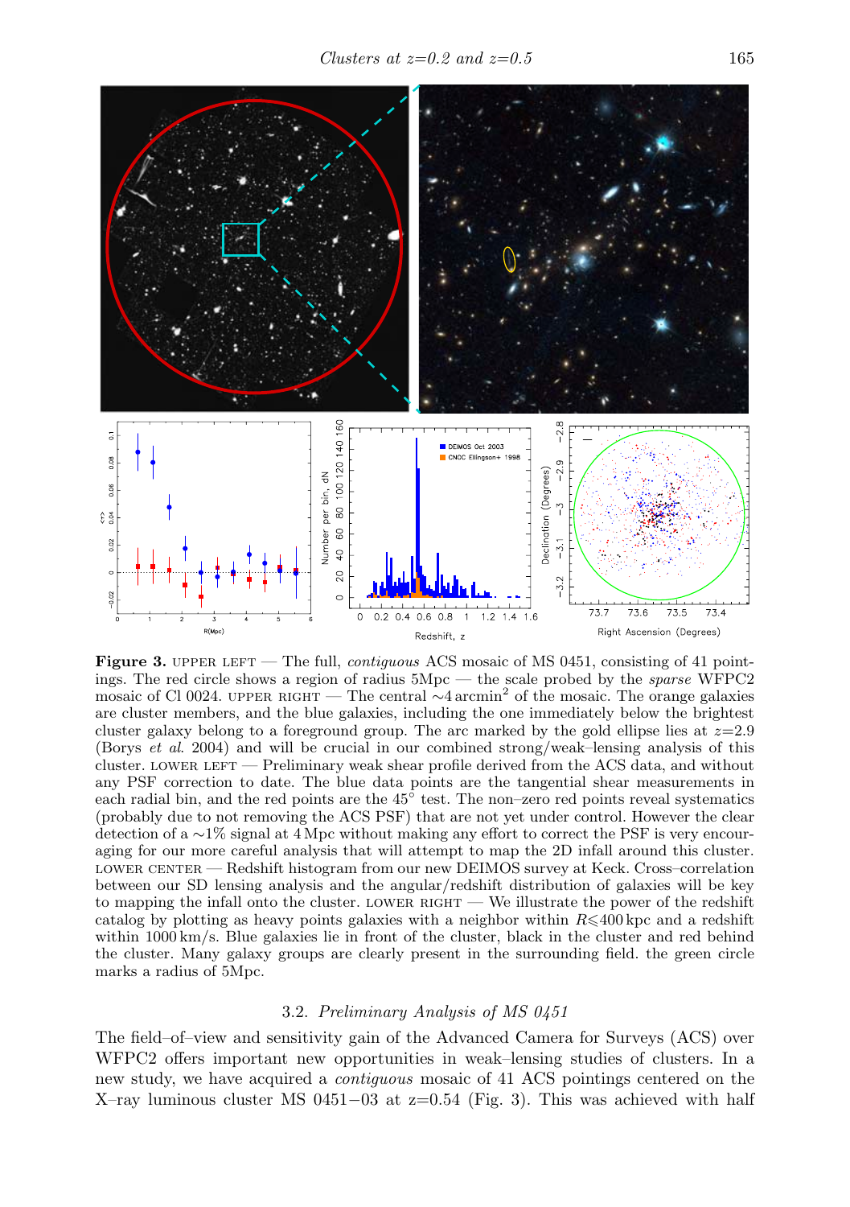**Figure 3.** UPPER LEFT — The full, *contiguous* ACS mosaic of MS 0451, consisting of 41 pointings. The red circle shows a region of radius 5Mpc — the scale probed by the *sparse* WFPC2 mosaic of Cl 0024. UPPER RIGHT — The central $\sim$4 arcmin$^2$ of the mosaic. The orange galaxies are cluster members, and the blue galaxies, including the one immediately below the brightest cluster galaxy belong to a foreground group. The arc marked by the gold ellipse lies at $z$=2.9 (Borys *et al.* 2004) and will be crucial in our combined strong/weak–lensing analysis of this cluster. LOWER LEFT — Preliminary weak shear profile derived from the ACS data, and without any PSF correction to date. The blue data points are the tangential shear measurements in each radial bin, and the red points are the 45° test. The non–zero red points reveal systematics (probably due to not removing the ACS PSF) that are not yet under control. However the clear detection of a $\sim$1% signal at 4 Mpc without making any effort to correct the PSF is very encouraging for our more careful analysis that will attempt to map the 2D infall around this cluster. LOWER CENTER — Redshift histogram from our new DEIMOS survey at Keck. Cross–correlation between our SD lensing analysis and the angular/redshift distribution of galaxies will be key to mapping the infall onto the cluster. LOWER RIGHT — We illustrate the power of the redshift catalog by plotting as heavy points galaxies with a neighbor within $R \leqslant 400$ kpc and a redshift within 1000 km/s. Blue galaxies lie in front of the cluster, black in the cluster and red behind the cluster. Many galaxy groups are clearly present in the surrounding field. the green circle marks a radius of 5Mpc.

### 3.2. *Preliminary Analysis of MS 0451*

The field–of–view and sensitivity gain of the Advanced Camera for Surveys (ACS) over WFPC2 offers important new opportunities in weak–lensing studies of clusters. In a new study, we have acquired a *contiguous* mosaic of 41 ACS pointings centered on the X–ray luminous cluster MS 0451−03 at z=0.54 (Fig. 3). This was achieved with half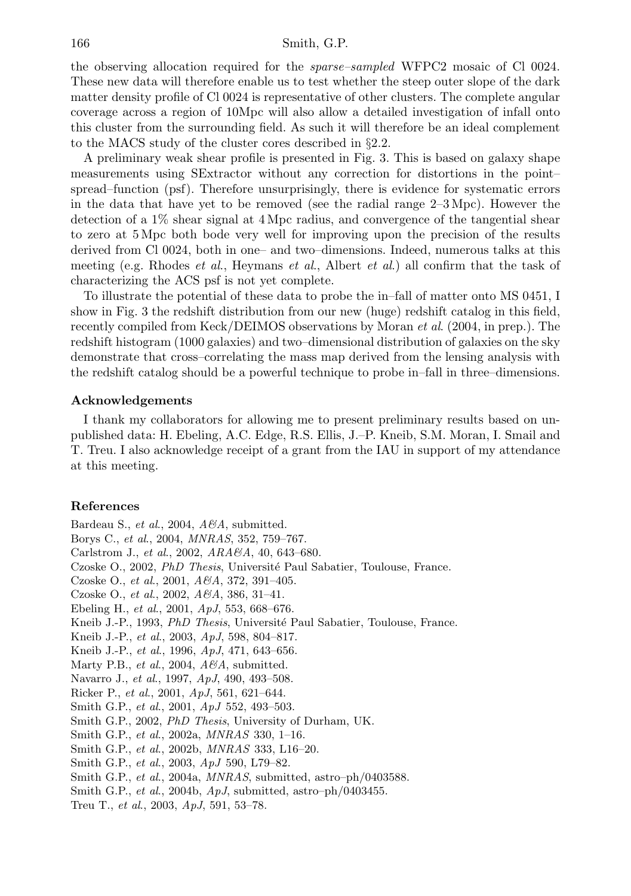the observing allocation required for the *sparse–sampled* WFPC2 mosaic of Cl 0024. These new data will therefore enable us to test whether the steep outer slope of the dark matter density profile of Cl 0024 is representative of other clusters. The complete angular coverage across a region of 10Mpc will also allow a detailed investigation of infall onto this cluster from the surrounding field. As such it will therefore be an ideal complement to the MACS study of the cluster cores described in §2.2.

A preliminary weak shear profile is presented in Fig. 3. This is based on galaxy shape measurements using SExtractor without any correction for distortions in the point–spread–function (psf). Therefore unsurprisingly, there is evidence for systematic errors in the data that have yet to be removed (see the radial range 2–3 Mpc). However the detection of a 1% shear signal at 4 Mpc radius, and convergence of the tangential shear to zero at 5 Mpc both bode very well for improving upon the precision of the results derived from Cl 0024, both in one– and two–dimensions. Indeed, numerous talks at this meeting (e.g. Rhodes *et al.*, Heymans *et al.*, Albert *et al.*) all confirm that the task of characterizing the ACS psf is not yet complete.

To illustrate the potential of these data to probe the in–fall of matter onto MS 0451, I show in Fig. 3 the redshift distribution from our new (huge) redshift catalog in this field, recently compiled from Keck/DEIMOS observations by Moran *et al.* (2004, in prep.). The redshift histogram (1000 galaxies) and two–dimensional distribution of galaxies on the sky demonstrate that cross–correlating the mass map derived from the lensing analysis with the redshift catalog should be a powerful technique to probe in–fall in three–dimensions.

## Acknowledgements

I thank my collaborators for allowing me to present preliminary results based on unpublished data: H. Ebeling, A.C. Edge, R.S. Ellis, J.–P. Kneib, S.M. Moran, I. Smail and T. Treu. I also acknowledge receipt of a grant from the IAU in support of my attendance at this meeting.

## References

Bardeau S., *et al.*, 2004, *A&A*, submitted.
Borys C., *et al.*, 2004, *MNRAS*, 352, 759–767.
Carlstrom J., *et al.*, 2002, *ARA&A*, 40, 643–680.
Czoske O., 2002, *PhD Thesis*, Université Paul Sabatier, Toulouse, France.
Czoske O., *et al.*, 2001, *A&A*, 372, 391–405.
Czoske O., *et al.*, 2002, *A&A*, 386, 31–41.
Ebeling H., *et al.*, 2001, *ApJ*, 553, 668–676.
Kneib J.-P., 1993, *PhD Thesis*, Université Paul Sabatier, Toulouse, France.
Kneib J.-P., *et al.*, 2003, *ApJ*, 598, 804–817.
Kneib J.-P., *et al.*, 1996, *ApJ*, 471, 643–656.
Marty P.B., *et al.*, 2004, *A&A*, submitted.
Navarro J., *et al.*, 1997, *ApJ*, 490, 493–508.
Ricker P., *et al.*, 2001, *ApJ*, 561, 621–644.
Smith G.P., *et al.*, 2001, *ApJ* 552, 493–503.
Smith G.P., 2002, *PhD Thesis*, University of Durham, UK.
Smith G.P., *et al.*, 2002a, *MNRAS* 330, 1–16.
Smith G.P., *et al.*, 2002b, *MNRAS* 333, L16–20.
Smith G.P., *et al.*, 2003, *ApJ* 590, L79–82.
Smith G.P., *et al.*, 2004a, *MNRAS*, submitted, astro–ph/0403588.
Smith G.P., *et al.*, 2004b, *ApJ*, submitted, astro–ph/0403455.
Treu T., *et al.*, 2003, *ApJ*, 591, 53–78.